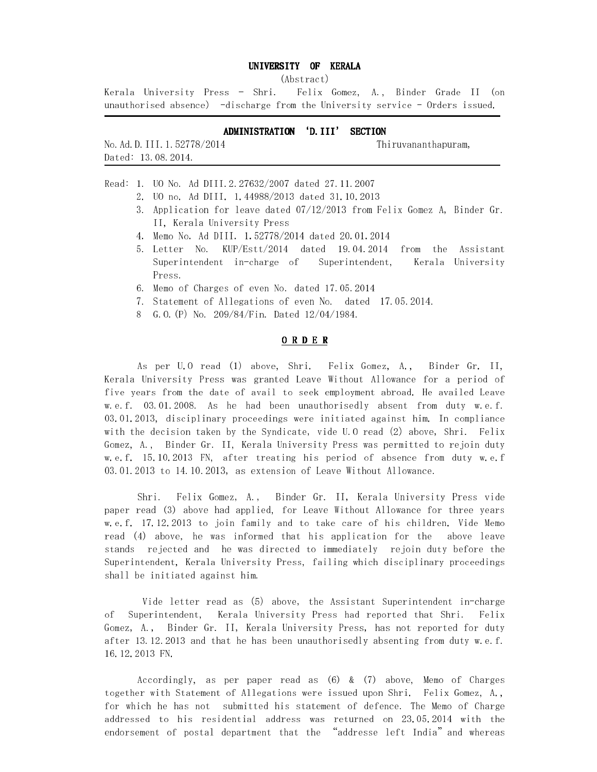# UNIVERSITY OF KERALA

(Abstract)

Kerala University Press - Shri. Felix Gomez, A., Binder Grade II (on unauthorised absence) -discharge from the University service - Orders issued.

## ADMINISTRATION 'D.III' SECTION

No.Ad.D.III.1.52778/2014 Thiruvananthapuram,
Dated: 13.08.2014.

Read:
1. UO No. Ad DIII.2.27632/2007 dated 27.11.2007
2. UO no. Ad DIII. 1.44988/2013 dated 31.10.2013
3. Application for leave dated 07/12/2013 from Felix Gomez A, Binder Gr. II, Kerala University Press
4. Memo No. Ad DIII. 1.52778/2014 dated 20.01.2014
5. Letter No. KUP/Estt/2014 dated 19.04.2014 from the Assistant Superintendent in-charge of Superintendent, Kerala University Press.
6. Memo of Charges of even No. dated 17.05.2014
7. Statement of Allegations of even No. dated 17.05.2014.
8. G.O.(P) No. 209/84/Fin. Dated 12/04/1984.

## ORDER

As per U.O read (1) above, Shri. Felix Gomez, A., Binder Gr. II, Kerala University Press was granted Leave Without Allowance for a period of five years from the date of avail to seek employment abroad. He availed Leave w.e.f. 03.01.2008. As he had been unauthorisedly absent from duty w.e.f. 03.01.2013, disciplinary proceedings were initiated against him. In compliance with the decision taken by the Syndicate, vide U.O read (2) above, Shri. Felix Gomez, A., Binder Gr. II, Kerala University Press was permitted to rejoin duty w.e.f. 15.10.2013 FN, after treating his period of absence from duty w.e.f 03.01.2013 to 14.10.2013, as extension of Leave Without Allowance.

Shri. Felix Gomez, A., Binder Gr. II, Kerala University Press vide paper read (3) above had applied, for Leave Without Allowance for three years w.e.f. 17.12.2013 to join family and to take care of his children. Vide Memo read (4) above, he was informed that his application for the above leave stands rejected and he was directed to immediately rejoin duty before the Superintendent, Kerala University Press, failing which disciplinary proceedings shall be initiated against him.

Vide letter read as (5) above, the Assistant Superintendent in-charge of Superintendent, Kerala University Press had reported that Shri. Felix Gomez, A., Binder Gr. II, Kerala University Press, has not reported for duty after 13.12.2013 and that he has been unauthorisedly absenting from duty w.e.f. 16.12.2013 FN.

Accordingly, as per paper read as (6) & (7) above, Memo of Charges together with Statement of Allegations were issued upon Shri. Felix Gomez, A., for which he has not submitted his statement of defence. The Memo of Charge addressed to his residential address was returned on 23.05.2014 with the endorsement of postal department that the "addresse left India" and whereas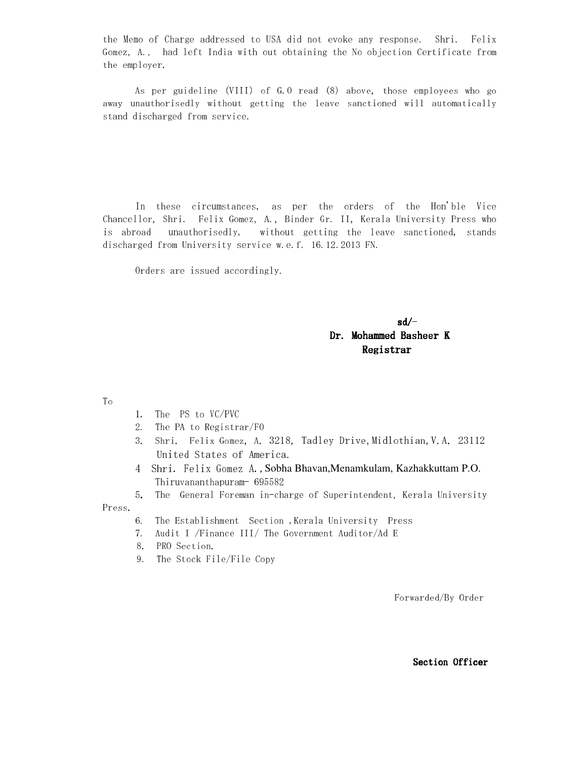the Memo of Charge addressed to USA did not evoke any response. Shri. Felix Gomez, A., had left India with out obtaining the No objection Certificate from the employer.

As per guideline (VIII) of G.O read (8) above, those employees who go away unauthorisedly without getting the leave sanctioned will automatically stand discharged from service.

In these circumstances, as per the orders of the Hon'ble Vice Chancellor, Shri. Felix Gomez, A., Binder Gr. II, Kerala University Press who is abroad unauthorisedly, without getting the leave sanctioned, stands discharged from University service w.e.f. 16.12.2013 FN.

Orders are issued accordingly.

**sd/-**
**Dr. Mohammed Basheer K**
**Registrar**

To

1. The PS to VC/PVC
2. The PA to Registrar/FO
3. Shri. Felix Gomez, A. 3218, Tadley Drive, Midlothian, V.A. 23112 United States of America.
4. Shri. Felix Gomez A., Sobha Bhavan, Menamkulam, Kazhakkuttam P.O. Thiruvananthapuram- 695582
5. The General Foreman in-charge of Superintendent, Kerala University Press.
6. The Establishment Section, Kerala University Press
7. Audit I /Finance III/ The Government Auditor/Ad E
8. PRO Section.
9. The Stock File/File Copy

Forwarded/By Order

**Section Officer**